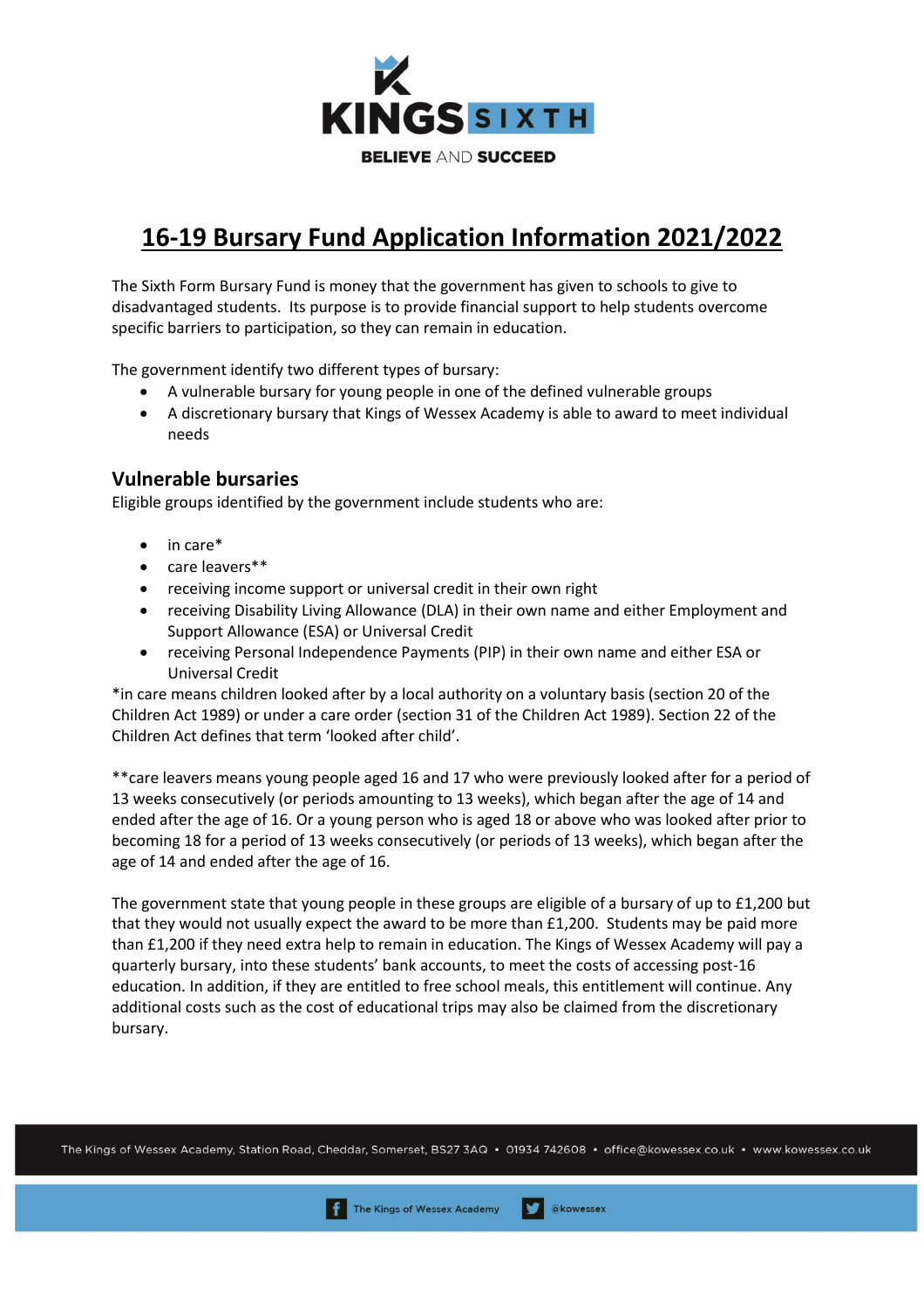# 16-19 Bursary Fund Application Information 2021/2022

The Sixth Form Bursary Fund is money that the government has given to schools to give to disadvantaged students. Its purpose is to provide financial support to help students overcome specific barriers to participation, so they can remain in education.

The government identify two different types of bursary:

- A vulnerable bursary for young people in one of the defined vulnerable groups
- A discretionary bursary that Kings of Wessex Academy is able to award to meet individual needs

## Vulnerable bursaries

Eligible groups identified by the government include students who are:

- in care*
- care leavers**
- receiving income support or universal credit in their own right
- receiving Disability Living Allowance (DLA) in their own name and either Employment and Support Allowance (ESA) or Universal Credit
- receiving Personal Independence Payments (PIP) in their own name and either ESA or Universal Credit

*in care means children looked after by a local authority on a voluntary basis (section 20 of the Children Act 1989) or under a care order (section 31 of the Children Act 1989). Section 22 of the Children Act defines that term 'looked after child'.

**care leavers means young people aged 16 and 17 who were previously looked after for a period of 13 weeks consecutively (or periods amounting to 13 weeks), which began after the age of 14 and ended after the age of 16. Or a young person who is aged 18 or above who was looked after prior to becoming 18 for a period of 13 weeks consecutively (or periods of 13 weeks), which began after the age of 14 and ended after the age of 16.

The government state that young people in these groups are eligible of a bursary of up to £1,200 but that they would not usually expect the award to be more than £1,200. Students may be paid more than £1,200 if they need extra help to remain in education. The Kings of Wessex Academy will pay a quarterly bursary, into these students' bank accounts, to meet the costs of accessing post-16 education. In addition, if they are entitled to free school meals, this entitlement will continue. Any additional costs such as the cost of educational trips may also be claimed from the discretionary bursary.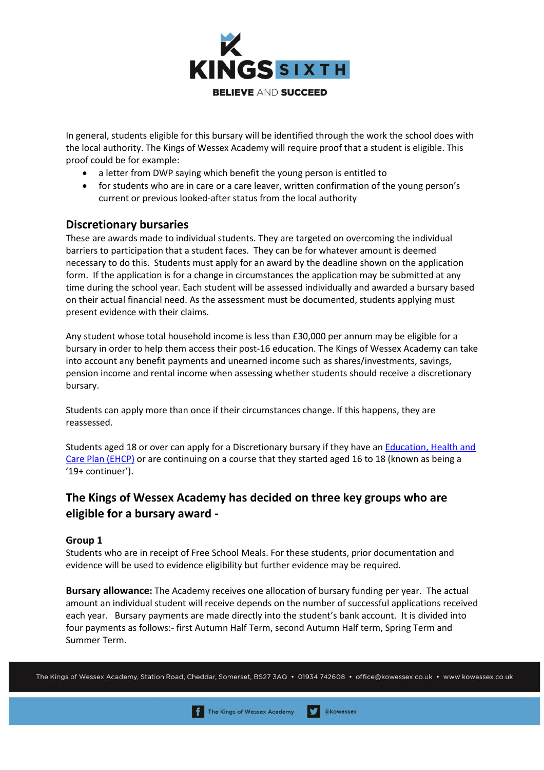In general, students eligible for this bursary will be identified through the work the school does with the local authority. The Kings of Wessex Academy will require proof that a student is eligible. This proof could be for example:

- a letter from DWP saying which benefit the young person is entitled to
- for students who are in care or a care leaver, written confirmation of the young person's current or previous looked-after status from the local authority

## Discretionary bursaries

These are awards made to individual students. They are targeted on overcoming the individual barriers to participation that a student faces. They can be for whatever amount is deemed necessary to do this. Students must apply for an award by the deadline shown on the application form. If the application is for a change in circumstances the application may be submitted at any time during the school year. Each student will be assessed individually and awarded a bursary based on their actual financial need. As the assessment must be documented, students applying must present evidence with their claims.

Any student whose total household income is less than £30,000 per annum may be eligible for a bursary in order to help them access their post-16 education. The Kings of Wessex Academy can take into account any benefit payments and unearned income such as shares/investments, savings, pension income and rental income when assessing whether students should receive a discretionary bursary.

Students can apply more than once if their circumstances change. If this happens, they are reassessed.

Students aged 18 or over can apply for a Discretionary bursary if they have an Education, Health and Care Plan (EHCP) or are continuing on a course that they started aged 16 to 18 (known as being a '19+ continuer').

## The Kings of Wessex Academy has decided on three key groups who are eligible for a bursary award -

### Group 1

Students who are in receipt of Free School Meals. For these students, prior documentation and evidence will be used to evidence eligibility but further evidence may be required.

**Bursary allowance:** The Academy receives one allocation of bursary funding per year. The actual amount an individual student will receive depends on the number of successful applications received each year. Bursary payments are made directly into the student's bank account. It is divided into four payments as follows:- first Autumn Half Term, second Autumn Half term, Spring Term and Summer Term.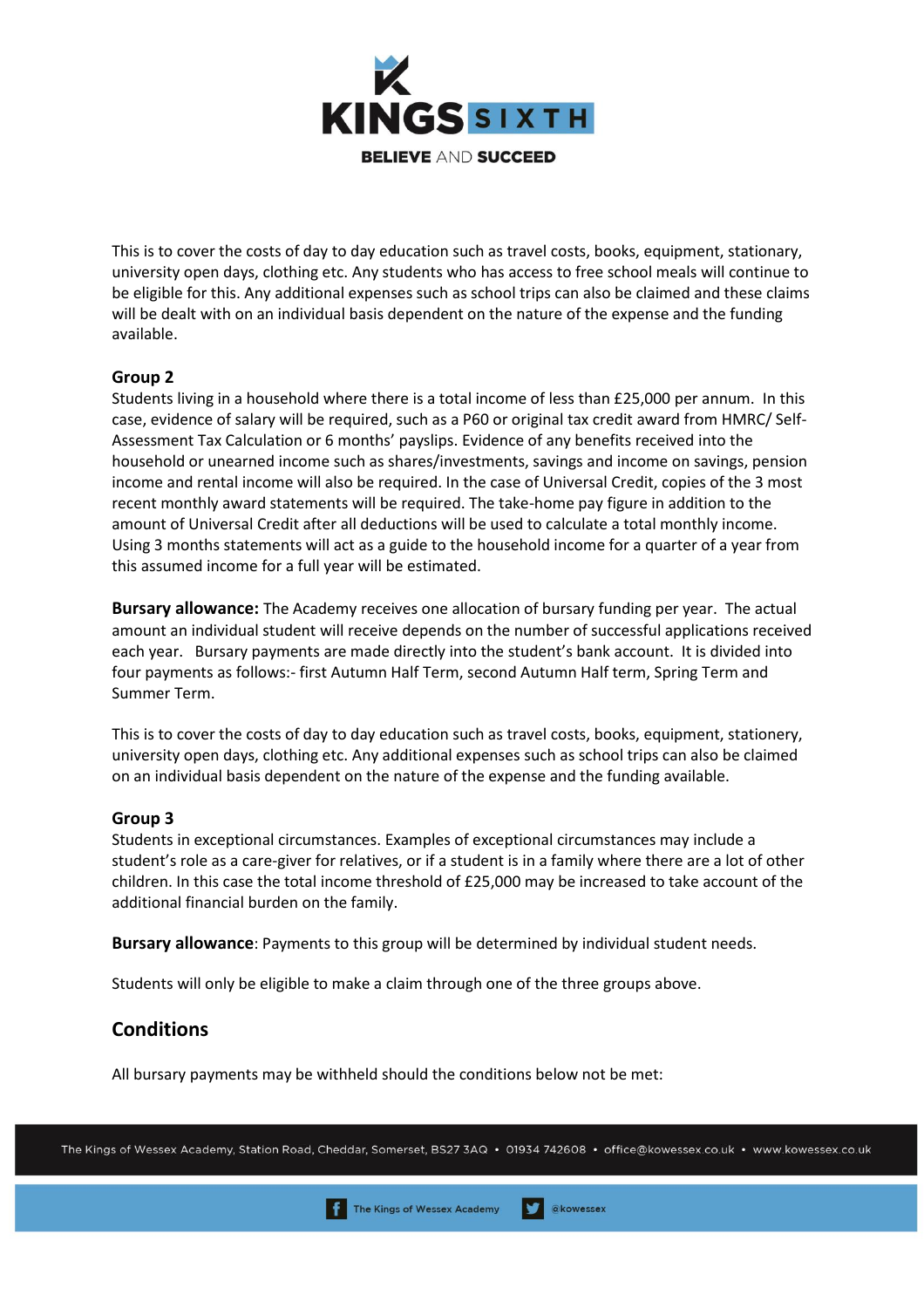This is to cover the costs of day to day education such as travel costs, books, equipment, stationary, university open days, clothing etc. Any students who has access to free school meals will continue to be eligible for this. Any additional expenses such as school trips can also be claimed and these claims will be dealt with on an individual basis dependent on the nature of the expense and the funding available.

### Group 2

Students living in a household where there is a total income of less than £25,000 per annum. In this case, evidence of salary will be required, such as a P60 or original tax credit award from HMRC/ Self-Assessment Tax Calculation or 6 months' payslips. Evidence of any benefits received into the household or unearned income such as shares/investments, savings and income on savings, pension income and rental income will also be required. In the case of Universal Credit, copies of the 3 most recent monthly award statements will be required. The take-home pay figure in addition to the amount of Universal Credit after all deductions will be used to calculate a total monthly income. Using 3 months statements will act as a guide to the household income for a quarter of a year from this assumed income for a full year will be estimated.

**Bursary allowance:** The Academy receives one allocation of bursary funding per year. The actual amount an individual student will receive depends on the number of successful applications received each year. Bursary payments are made directly into the student's bank account. It is divided into four payments as follows:- first Autumn Half Term, second Autumn Half term, Spring Term and Summer Term.

This is to cover the costs of day to day education such as travel costs, books, equipment, stationery, university open days, clothing etc. Any additional expenses such as school trips can also be claimed on an individual basis dependent on the nature of the expense and the funding available.

### Group 3

Students in exceptional circumstances. Examples of exceptional circumstances may include a student's role as a care-giver for relatives, or if a student is in a family where there are a lot of other children. In this case the total income threshold of £25,000 may be increased to take account of the additional financial burden on the family.

**Bursary allowance**: Payments to this group will be determined by individual student needs.

Students will only be eligible to make a claim through one of the three groups above.

## Conditions

All bursary payments may be withheld should the conditions below not be met: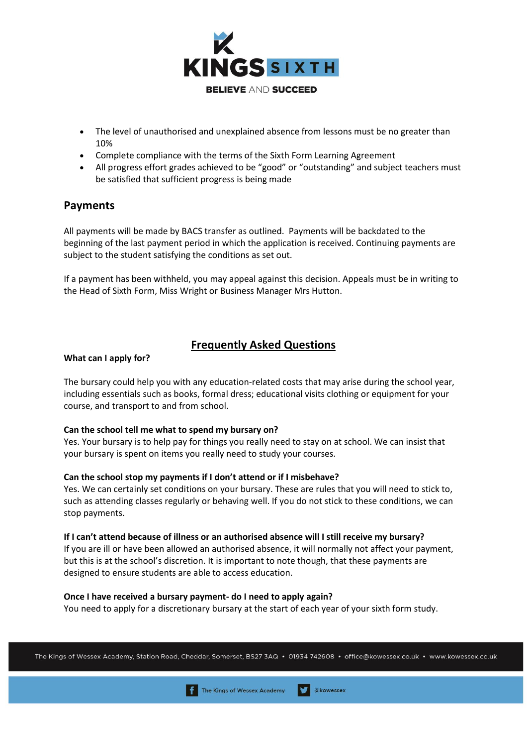- The level of unauthorised and unexplained absence from lessons must be no greater than 10%
- Complete compliance with the terms of the Sixth Form Learning Agreement
- All progress effort grades achieved to be "good" or "outstanding" and subject teachers must be satisfied that sufficient progress is being made

## Payments

All payments will be made by BACS transfer as outlined. Payments will be backdated to the beginning of the last payment period in which the application is received. Continuing payments are subject to the student satisfying the conditions as set out.

If a payment has been withheld, you may appeal against this decision. Appeals must be in writing to the Head of Sixth Form, Miss Wright or Business Manager Mrs Hutton.

## Frequently Asked Questions

**What can I apply for?**

The bursary could help you with any education-related costs that may arise during the school year, including essentials such as books, formal dress; educational visits clothing or equipment for your course, and transport to and from school.

**Can the school tell me what to spend my bursary on?**
Yes. Your bursary is to help pay for things you really need to stay on at school. We can insist that your bursary is spent on items you really need to study your courses.

**Can the school stop my payments if I don't attend or if I misbehave?**
Yes. We can certainly set conditions on your bursary. These are rules that you will need to stick to, such as attending classes regularly or behaving well. If you do not stick to these conditions, we can stop payments.

**If I can't attend because of illness or an authorised absence will I still receive my bursary?**
If you are ill or have been allowed an authorised absence, it will normally not affect your payment, but this is at the school's discretion. It is important to note though, that these payments are designed to ensure students are able to access education.

**Once I have received a bursary payment- do I need to apply again?**
You need to apply for a discretionary bursary at the start of each year of your sixth form study.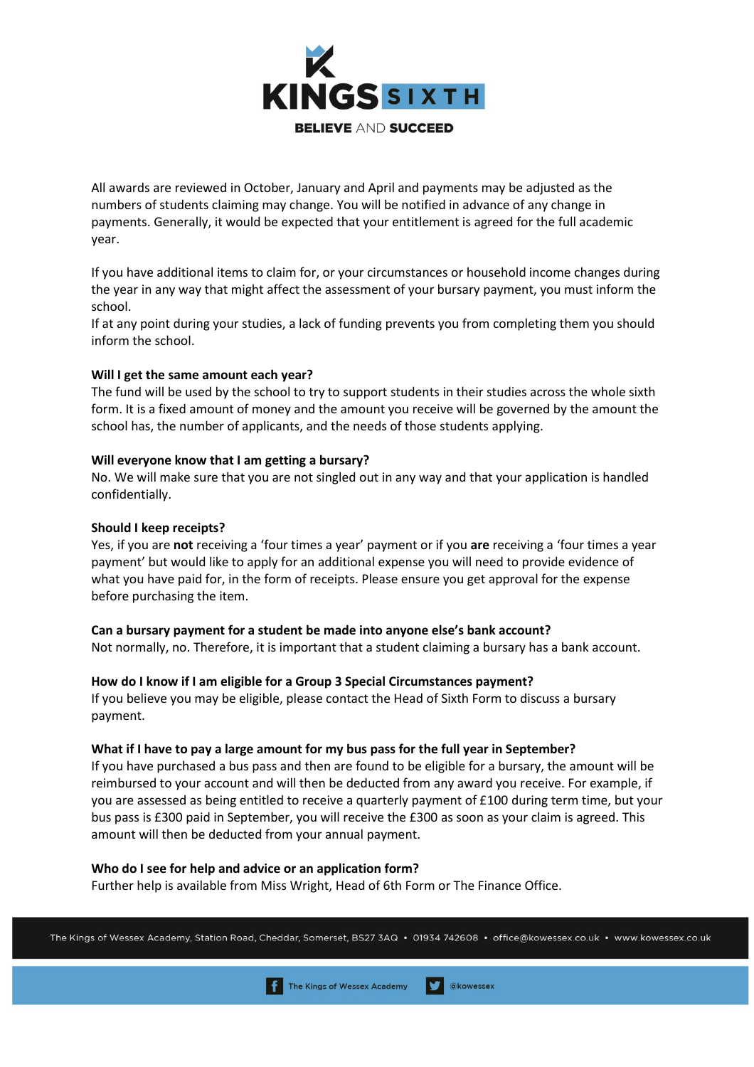All awards are reviewed in October, January and April and payments may be adjusted as the numbers of students claiming may change. You will be notified in advance of any change in payments. Generally, it would be expected that your entitlement is agreed for the full academic year.

If you have additional items to claim for, or your circumstances or household income changes during the year in any way that might affect the assessment of your bursary payment, you must inform the school.
If at any point during your studies, a lack of funding prevents you from completing them you should inform the school.

**Will I get the same amount each year?**
The fund will be used by the school to try to support students in their studies across the whole sixth form. It is a fixed amount of money and the amount you receive will be governed by the amount the school has, the number of applicants, and the needs of those students applying.

**Will everyone know that I am getting a bursary?**
No. We will make sure that you are not singled out in any way and that your application is handled confidentially.

**Should I keep receipts?**
Yes, if you are **not** receiving a 'four times a year' payment or if you **are** receiving a 'four times a year payment' but would like to apply for an additional expense you will need to provide evidence of what you have paid for, in the form of receipts. Please ensure you get approval for the expense before purchasing the item.

**Can a bursary payment for a student be made into anyone else's bank account?**
Not normally, no. Therefore, it is important that a student claiming a bursary has a bank account.

**How do I know if I am eligible for a Group 3 Special Circumstances payment?**
If you believe you may be eligible, please contact the Head of Sixth Form to discuss a bursary payment.

**What if I have to pay a large amount for my bus pass for the full year in September?**
If you have purchased a bus pass and then are found to be eligible for a bursary, the amount will be reimbursed to your account and will then be deducted from any award you receive. For example, if you are assessed as being entitled to receive a quarterly payment of £100 during term time, but your bus pass is £300 paid in September, you will receive the £300 as soon as your claim is agreed. This amount will then be deducted from your annual payment.

**Who do I see for help and advice or an application form?**
Further help is available from Miss Wright, Head of 6th Form or The Finance Office.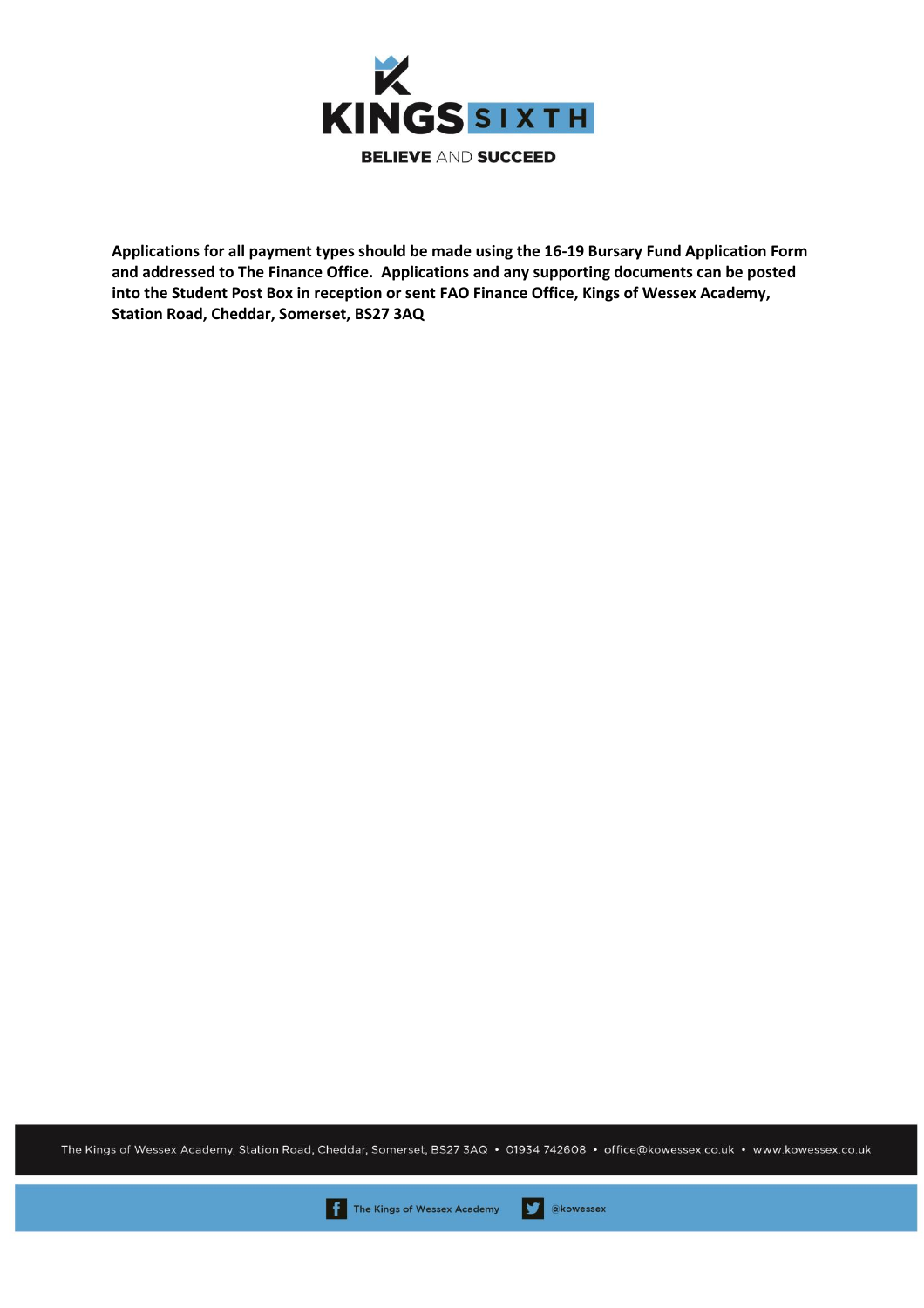**Applications for all payment types should be made using the 16-19 Bursary Fund Application Form and addressed to The Finance Office. Applications and any supporting documents can be posted into the Student Post Box in reception or sent FAO Finance Office, Kings of Wessex Academy, Station Road, Cheddar, Somerset, BS27 3AQ**